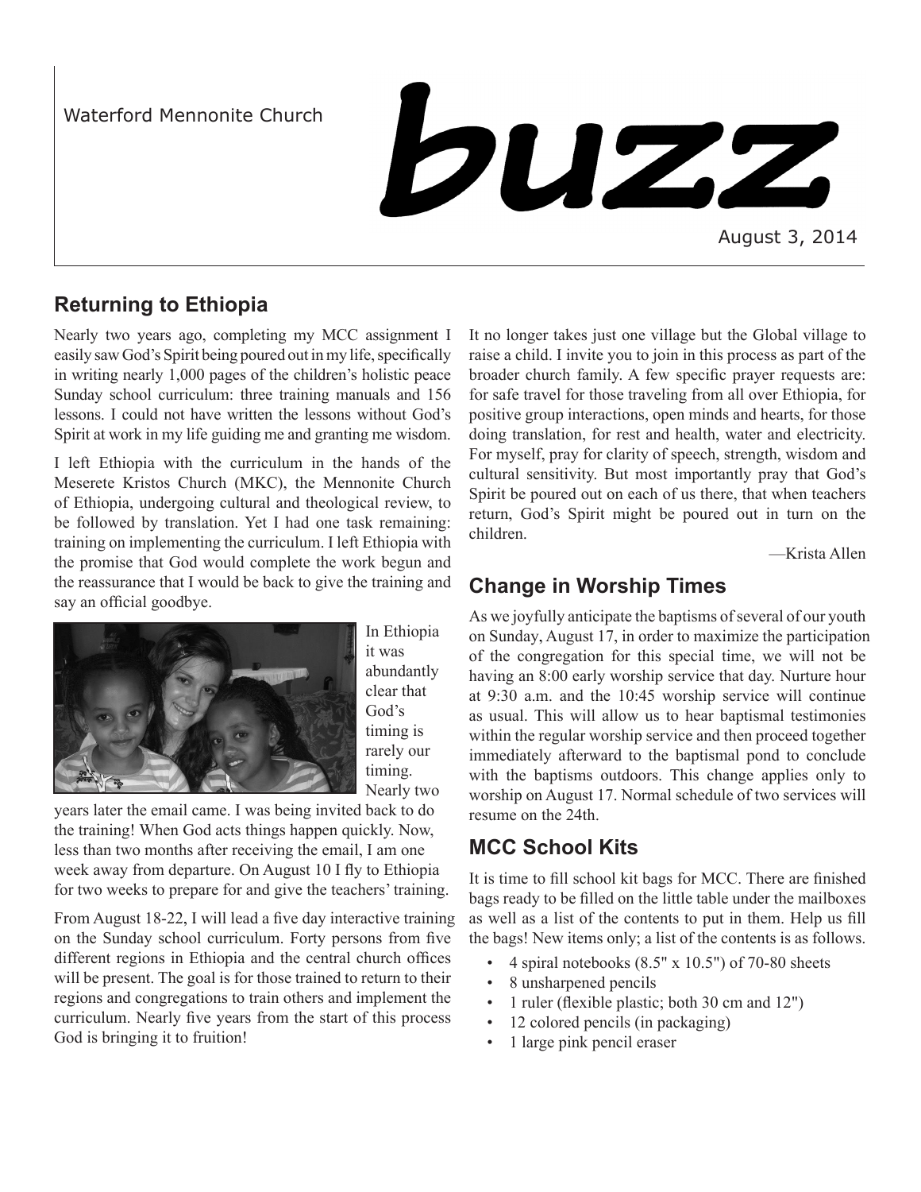Waterford Mennonite Church

# buzz

August 3, 2014

## Returning to Ethiopia

Nearly two years ago, completing my MCC assignment I easily saw God's Spirit being poured out in my life, specifically in writing nearly 1,000 pages of the children's holistic peace Sunday school curriculum: three training manuals and 156 lessons. I could not have written the lessons without God's Spirit at work in my life guiding me and granting me wisdom.

I left Ethiopia with the curriculum in the hands of the Meserete Kristos Church (MKC), the Mennonite Church of Ethiopia, undergoing cultural and theological review, to be followed by translation. Yet I had one task remaining: training on implementing the curriculum. I left Ethiopia with the promise that God would complete the work begun and the reassurance that I would be back to give the training and say an official goodbye.

In Ethiopia it was abundantly clear that God's timing is rarely our timing. Nearly two years later the email came. I was being invited back to do the training! When God acts things happen quickly. Now, less than two months after receiving the email, I am one week away from departure. On August 10 I fly to Ethiopia for two weeks to prepare for and give the teachers' training.

From August 18-22, I will lead a five day interactive training on the Sunday school curriculum. Forty persons from five different regions in Ethiopia and the central church offices will be present. The goal is for those trained to return to their regions and congregations to train others and implement the curriculum. Nearly five years from the start of this process God is bringing it to fruition!

It no longer takes just one village but the Global village to raise a child. I invite you to join in this process as part of the broader church family. A few specific prayer requests are: for safe travel for those traveling from all over Ethiopia, for positive group interactions, open minds and hearts, for those doing translation, for rest and health, water and electricity. For myself, pray for clarity of speech, strength, wisdom and cultural sensitivity. But most importantly pray that God's Spirit be poured out on each of us there, that when teachers return, God's Spirit might be poured out in turn on the children.

—Krista Allen

## Change in Worship Times

As we joyfully anticipate the baptisms of several of our youth on Sunday, August 17, in order to maximize the participation of the congregation for this special time, we will not be having an 8:00 early worship service that day. Nurture hour at 9:30 a.m. and the 10:45 worship service will continue as usual. This will allow us to hear baptismal testimonies within the regular worship service and then proceed together immediately afterward to the baptismal pond to conclude with the baptisms outdoors. This change applies only to worship on August 17. Normal schedule of two services will resume on the 24th.

## MCC School Kits

It is time to fill school kit bags for MCC. There are finished bags ready to be filled on the little table under the mailboxes as well as a list of the contents to put in them. Help us fill the bags! New items only; a list of the contents is as follows.

- 4 spiral notebooks (8.5" x 10.5") of 70-80 sheets
- 8 unsharpened pencils
- 1 ruler (flexible plastic; both 30 cm and 12")
- 12 colored pencils (in packaging)
- 1 large pink pencil eraser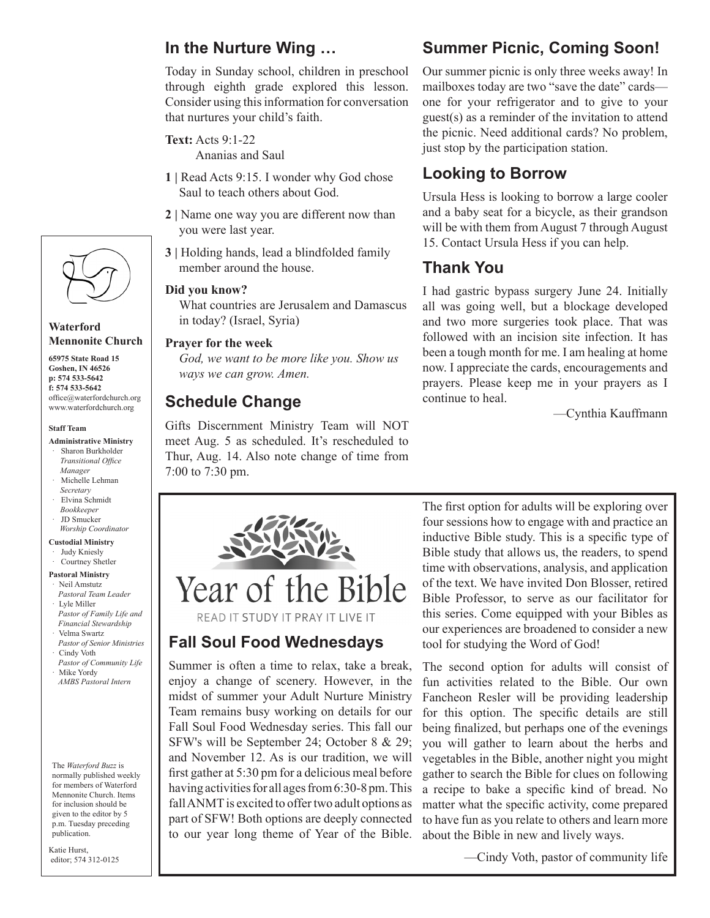## In the Nurture Wing …

Today in Sunday school, children in preschool through eighth grade explored this lesson. Consider using this information for conversation that nurtures your child's faith.

**Text:** Acts 9:1-22
Ananias and Saul

**1 |** Read Acts 9:15. I wonder why God chose Saul to teach others about God.

**2 |** Name one way you are different now than you were last year.

**3 |** Holding hands, lead a blindfolded family member around the house.

**Did you know?**

What countries are Jerusalem and Damascus in today? (Israel, Syria)

**Prayer for the week**

*God, we want to be more like you. Show us ways we can grow. Amen.*

## Schedule Change

Gifts Discernment Ministry Team will NOT meet Aug. 5 as scheduled. It's rescheduled to Thur, Aug. 14. Also note change of time from 7:00 to 7:30 pm.

## Summer Picnic, Coming Soon!

Our summer picnic is only three weeks away! In mailboxes today are two "save the date" cards—one for your refrigerator and to give to your guest(s) as a reminder of the invitation to attend the picnic. Need additional cards? No problem, just stop by the participation station.

## Looking to Borrow

Ursula Hess is looking to borrow a large cooler and a baby seat for a bicycle, as their grandson will be with them from August 7 through August 15. Contact Ursula Hess if you can help.

## Thank You

I had gastric bypass surgery June 24. Initially all was going well, but a blockage developed and two more surgeries took place. That was followed with an incision site infection. It has been a tough month for me. I am healing at home now. I appreciate the cards, encouragements and prayers. Please keep me in your prayers as I continue to heal.

—Cynthia Kauffmann

**Waterford Mennonite Church**

**65975 State Road 15**
**Goshen, IN 46526**
**p: 574 533-5642**
**f: 574 533-5642**
office@waterfordchurch.org
www.waterfordchurch.org

**Staff Team**

**Administrative Ministry**
- Sharon Burkholder *Transitional Office Manager*
- Michelle Lehman *Secretary*
- Elvina Schmidt *Bookkeeper*
- JD Smucker *Worship Coordinator*

**Custodial Ministry**
- Judy Kniesly
- Courtney Shetler

**Pastoral Ministry**
- Neil Amstutz *Pastoral Team Leader*
- Lyle Miller *Pastor of Family Life and Financial Stewardship*
- Velma Swartz *Pastor of Senior Ministries*
- Cindy Voth *Pastor of Community Life*
- Mike Yordy *AMBS Pastoral Intern*

The *Waterford Buzz* is normally published weekly for members of Waterford Mennonite Church. Items for inclusion should be given to the editor by 5 p.m. Tuesday preceding publication.

Katie Hurst, editor; 574 312-0125

# Year of the Bible

READ IT STUDY IT PRAY IT LIVE IT

## Fall Soul Food Wednesdays

Summer is often a time to relax, take a break, enjoy a change of scenery. However, in the midst of summer your Adult Nurture Ministry Team remains busy working on details for our Fall Soul Food Wednesday series. This fall our SFW's will be September 24; October 8 & 29; and November 12. As is our tradition, we will first gather at 5:30 pm for a delicious meal before having activities for all ages from 6:30-8 pm. This fall ANMT is excited to offer two adult options as part of SFW! Both options are deeply connected to our year long theme of Year of the Bible.

The first option for adults will be exploring over four sessions how to engage with and practice an inductive Bible study. This is a specific type of Bible study that allows us, the readers, to spend time with observations, analysis, and application of the text. We have invited Don Blosser, retired Bible Professor, to serve as our facilitator for this series. Come equipped with your Bibles as our experiences are broadened to consider a new tool for studying the Word of God!

The second option for adults will consist of fun activities related to the Bible. Our own Fancheon Resler will be providing leadership for this option. The specific details are still being finalized, but perhaps one of the evenings you will gather to learn about the herbs and vegetables in the Bible, another night you might gather to search the Bible for clues on following a recipe to bake a specific kind of bread. No matter what the specific activity, come prepared to have fun as you relate to others and learn more about the Bible in new and lively ways.

—Cindy Voth, pastor of community life